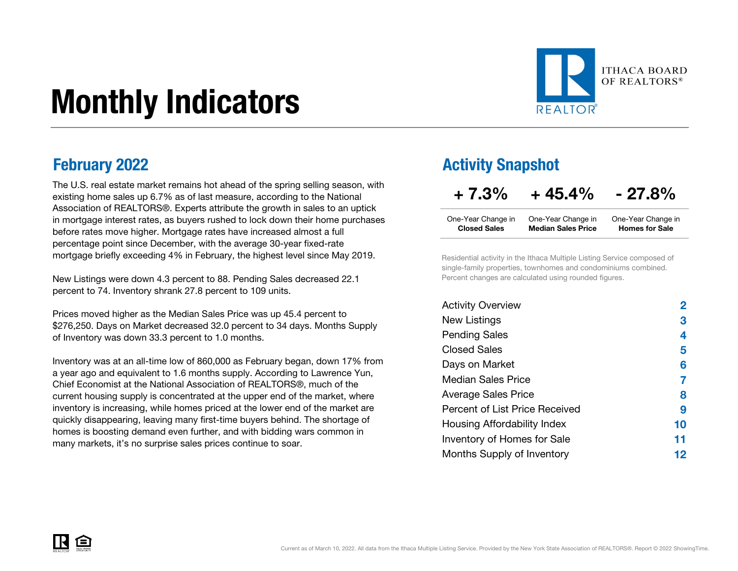# Monthly Indicators

ITHACA BOARD OF REALTORS®

## February 2022

The U.S. real estate market remains hot ahead of the spring selling season, with existing home sales up 6.7% as of last measure, according to the National Association of REALTORS®. Experts attribute the growth in sales to an uptick in mortgage interest rates, as buyers rushed to lock down their home purchases before rates move higher. Mortgage rates have increased almost a full percentage point since December, with the average 30-year fixed-rate mortgage briefly exceeding 4% in February, the highest level since May 2019.

New Listings were down 4.3 percent to 88. Pending Sales decreased 22.1 percent to 74. Inventory shrank 27.8 percent to 109 units.

Prices moved higher as the Median Sales Price was up 45.4 percent to $276,250. Days on Market decreased 32.0 percent to 34 days. Months Supply of Inventory was down 33.3 percent to 1.0 months.

Inventory was at an all-time low of 860,000 as February began, down 17% from a year ago and equivalent to 1.6 months supply. According to Lawrence Yun, Chief Economist at the National Association of REALTORS®, much of the current housing supply is concentrated at the upper end of the market, where inventory is increasing, while homes priced at the lower end of the market are quickly disappearing, leaving many first-time buyers behind. The shortage of homes is boosting demand even further, and with bidding wars common in many markets, it's no surprise sales prices continue to soar.

## Activity Snapshot

| + 7.3% | + 45.4% | - 27.8% |
|---|---|---|
| One-Year Change in **Closed Sales** | One-Year Change in **Median Sales Price** | One-Year Change in **Homes for Sale** |

Residential activity in the Ithaca Multiple Listing Service composed of single-family properties, townhomes and condominiums combined. Percent changes are calculated using rounded figures.

| | |
|---|---|
| Activity Overview | 2 |
| New Listings | 3 |
| Pending Sales | 4 |
| Closed Sales | 5 |
| Days on Market | 6 |
| Median Sales Price | 7 |
| Average Sales Price | 8 |
| Percent of List Price Received | 9 |
| Housing Affordability Index | 10 |
| Inventory of Homes for Sale | 11 |
| Months Supply of Inventory | 12 |

Current as of March 10, 2022. All data from the Ithaca Multiple Listing Service. Provided by the New York State Association of REALTORS®. Report © 2022 ShowingTime.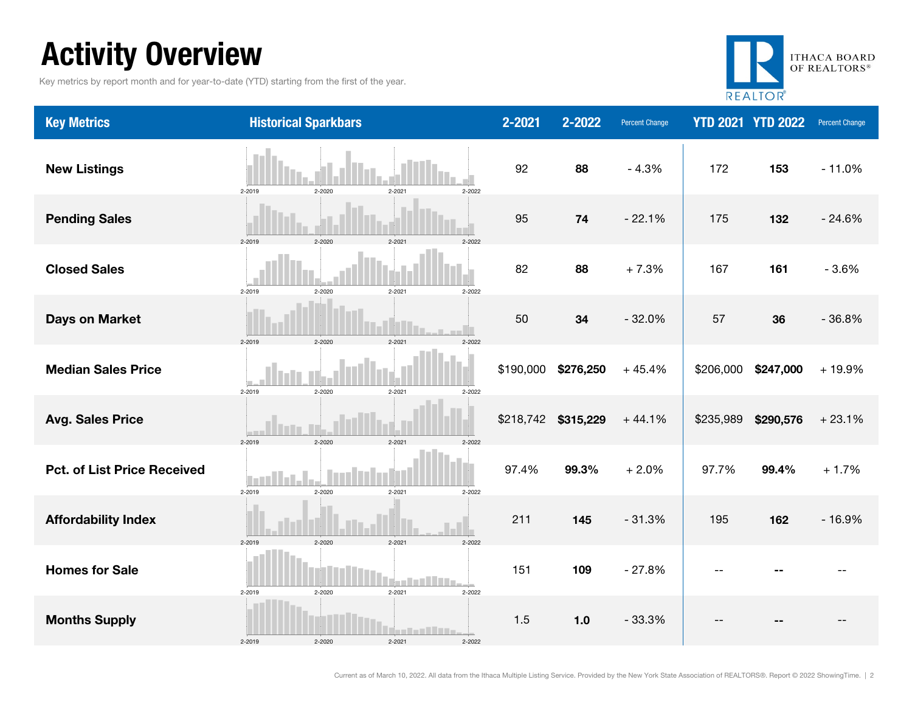# Activity Overview

Key metrics by report month and for year-to-date (YTD) starting from the first of the year.

| Key Metrics | Historical Sparkbars | 2-2021 | 2-2022 | Percent Change | YTD 2021 | YTD 2022 | Percent Change |
|---|---|---|---|---|---|---|---|
| New Listings | 2-2019 2-2020 2-2021 2-2022 | 92 | **88** | - 4.3% | 172 | **153** | - 11.0% |
| Pending Sales | 2-2019 2-2020 2-2021 2-2022 | 95 | **74** | - 22.1% | 175 | **132** | - 24.6% |
| Closed Sales | 2-2019 2-2020 2-2021 2-2022 | 82 | **88** | + 7.3% | 167 | **161** | - 3.6% |
| Days on Market | 2-2019 2-2020 2-2021 2-2022 | 50 | **34** | - 32.0% | 57 | **36** | - 36.8% |
| Median Sales Price | 2-2019 2-2020 2-2021 2-2022 | $190,000 | **$276,250** | + 45.4% | $206,000 | **$247,000** | + 19.9% |
| Avg. Sales Price | 2-2019 2-2020 2-2021 2-2022 | $218,742 | **$315,229** | + 44.1% | $235,989 | **$290,576** | + 23.1% |
| Pct. of List Price Received | 2-2019 2-2020 2-2021 2-2022 | 97.4% | **99.3%** | + 2.0% | 97.7% | **99.4%** | + 1.7% |
| Affordability Index | 2-2019 2-2020 2-2021 2-2022 | 211 | **145** | - 31.3% | 195 | **162** | - 16.9% |
| Homes for Sale | 2-2019 2-2020 2-2021 2-2022 | 151 | **109** | - 27.8% | -- | **--** | -- |
| Months Supply | 2-2019 2-2020 2-2021 2-2022 | 1.5 | **1.0** | - 33.3% | -- | **--** | -- |

Current as of March 10, 2022. All data from the Ithaca Multiple Listing Service. Provided by the New York State Association of REALTORS®. Report © 2022 ShowingTime.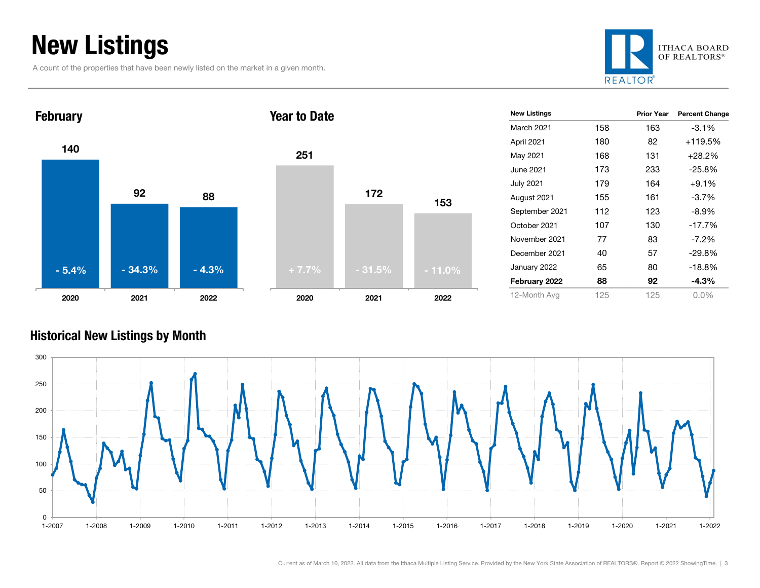# New Listings

A count of the properties that have been newly listed on the market in a given month.

## February

| Year | New Listings | Percent Change |
|---|---|---|
| 2020 | 140 | - 5.4% |
| 2021 | 92 | - 34.3% |
| 2022 | 88 | - 4.3% |

## Year to Date

| Year | New Listings | Percent Change |
|---|---|---|
| 2020 | 251 | + 7.7% |
| 2021 | 172 | - 31.5% |
| 2022 | 153 | - 11.0% |

| New Listings | | Prior Year | Percent Change |
|---|---|---|---|
| March 2021 | 158 | 163 | -3.1% |
| April 2021 | 180 | 82 | +119.5% |
| May 2021 | 168 | 131 | +28.2% |
| June 2021 | 173 | 233 | -25.8% |
| July 2021 | 179 | 164 | +9.1% |
| August 2021 | 155 | 161 | -3.7% |
| September 2021 | 112 | 123 | -8.9% |
| October 2021 | 107 | 130 | -17.7% |
| November 2021 | 77 | 83 | -7.2% |
| December 2021 | 40 | 57 | -29.8% |
| January 2022 | 65 | 80 | -18.8% |
| **February 2022** | **88** | **92** | **-4.3%** |
| 12-Month Avg | 125 | 125 | 0.0% |

## Historical New Listings by Month

Current as of March 10, 2022. All data from the Ithaca Multiple Listing Service. Provided by the New York State Association of REALTORS®. Report © 2022 ShowingTime.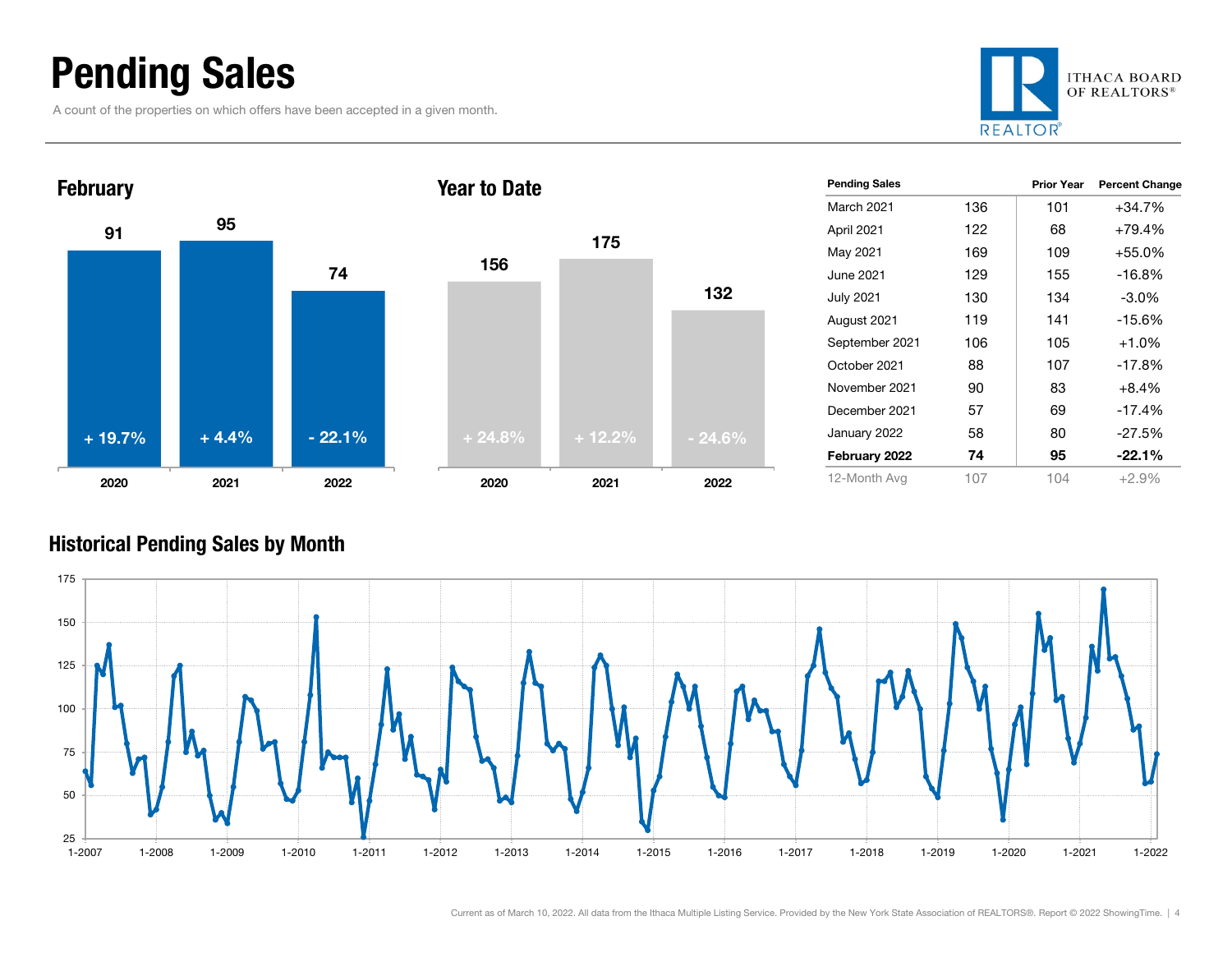# Pending Sales

A count of the properties on which offers have been accepted in a given month.

## February

| | 2020 | 2021 | 2022 |
|---|---|---|---|
| Pending Sales | 91 | 95 | 74 |
| Percent Change | + 19.7% | + 4.4% | - 22.1% |

## Year to Date

| | 2020 | 2021 | 2022 |
|---|---|---|---|
| Pending Sales | 156 | 175 | 132 |
| Percent Change | + 24.8% | + 12.2% | - 24.6% |

| Pending Sales | | Prior Year | Percent Change |
|---|---|---|---|
| March 2021 | 136 | 101 | +34.7% |
| April 2021 | 122 | 68 | +79.4% |
| May 2021 | 169 | 109 | +55.0% |
| June 2021 | 129 | 155 | -16.8% |
| July 2021 | 130 | 134 | -3.0% |
| August 2021 | 119 | 141 | -15.6% |
| September 2021 | 106 | 105 | +1.0% |
| October 2021 | 88 | 107 | -17.8% |
| November 2021 | 90 | 83 | +8.4% |
| December 2021 | 57 | 69 | -17.4% |
| January 2022 | 58 | 80 | -27.5% |
| **February 2022** | **74** | **95** | **-22.1%** |
| 12-Month Avg | 107 | 104 | +2.9% |

## Historical Pending Sales by Month

Current as of March 10, 2022. All data from the Ithaca Multiple Listing Service. Provided by the New York State Association of REALTORS®. Report © 2022 ShowingTime.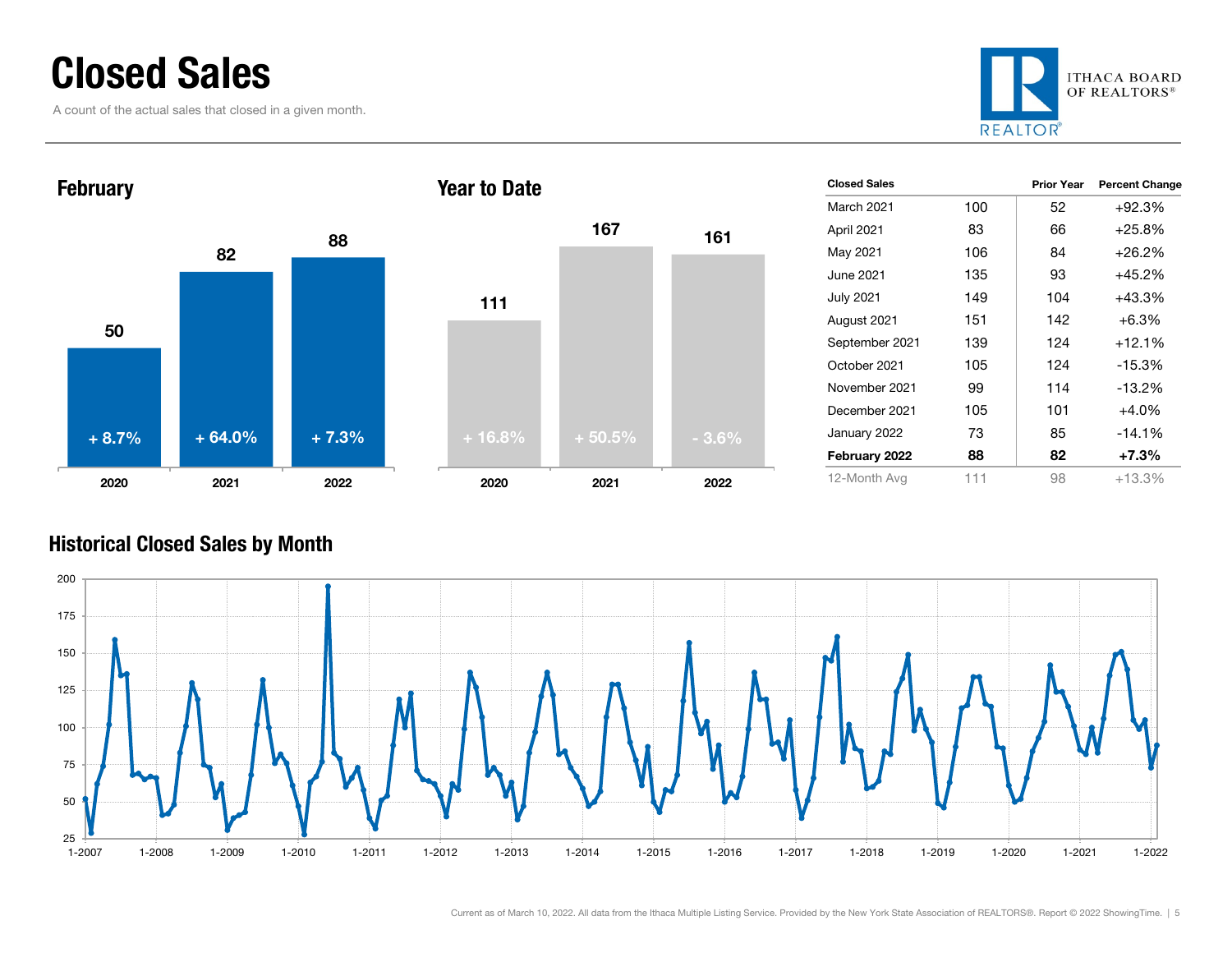# Closed Sales

A count of the actual sales that closed in a given month.

ITHACA BOARD OF REALTORS®

## February

| | 2020 | 2021 | 2022 |
|---|---|---|---|
| Closed Sales | 50 | 82 | 88 |
| Change | + 8.7% | + 64.0% | + 7.3% |

## Year to Date

| | 2020 | 2021 | 2022 |
|---|---|---|---|
| Closed Sales | 111 | 167 | 161 |
| Change | + 16.8% | + 50.5% | - 3.6% |

| Closed Sales | | Prior Year | Percent Change |
|---|---|---|---|
| March 2021 | 100 | 52 | +92.3% |
| April 2021 | 83 | 66 | +25.8% |
| May 2021 | 106 | 84 | +26.2% |
| June 2021 | 135 | 93 | +45.2% |
| July 2021 | 149 | 104 | +43.3% |
| August 2021 | 151 | 142 | +6.3% |
| September 2021 | 139 | 124 | +12.1% |
| October 2021 | 105 | 124 | -15.3% |
| November 2021 | 99 | 114 | -13.2% |
| December 2021 | 105 | 101 | +4.0% |
| January 2022 | 73 | 85 | -14.1% |
| **February 2022** | **88** | **82** | **+7.3%** |
| 12-Month Avg | 111 | 98 | +13.3% |

## Historical Closed Sales by Month

Current as of March 10, 2022. All data from the Ithaca Multiple Listing Service. Provided by the New York State Association of REALTORS®. Report © 2022 ShowingTime.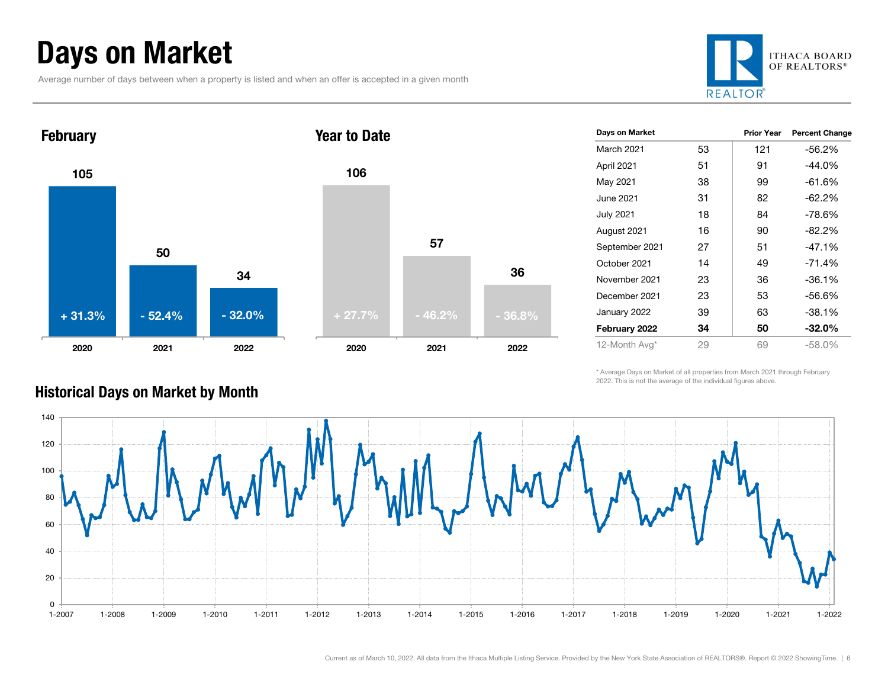# Days on Market

Average number of days between when a property is listed and when an offer is accepted in a given month

ITHACA BOARD OF REALTORS®

## February

| Year | Days on Market | Change |
|---|---|---|
| 2020 | 105 | + 31.3% |
| 2021 | 50 | - 52.4% |
| 2022 | 34 | - 32.0% |

## Year to Date

| Year | Days on Market | Change |
|---|---|---|
| 2020 | 106 | + 27.7% |
| 2021 | 57 | - 46.2% |
| 2022 | 36 | - 36.8% |

| Days on Market | | Prior Year | Percent Change |
|---|---|---|---|
| March 2021 | 53 | 121 | -56.2% |
| April 2021 | 51 | 91 | -44.0% |
| May 2021 | 38 | 99 | -61.6% |
| June 2021 | 31 | 82 | -62.2% |
| July 2021 | 18 | 84 | -78.6% |
| August 2021 | 16 | 90 | -82.2% |
| September 2021 | 27 | 51 | -47.1% |
| October 2021 | 14 | 49 | -71.4% |
| November 2021 | 23 | 36 | -36.1% |
| December 2021 | 23 | 53 | -56.6% |
| January 2022 | 39 | 63 | -38.1% |
| **February 2022** | **34** | **50** | **-32.0%** |
| 12-Month Avg* | 29 | 69 | -58.0% |

\* Average Days on Market of all properties from March 2021 through February 2022. This is not the average of the individual figures above.

## Historical Days on Market by Month

Current as of March 10, 2022. All data from the Ithaca Multiple Listing Service. Provided by the New York State Association of REALTORS®. Report © 2022 ShowingTime.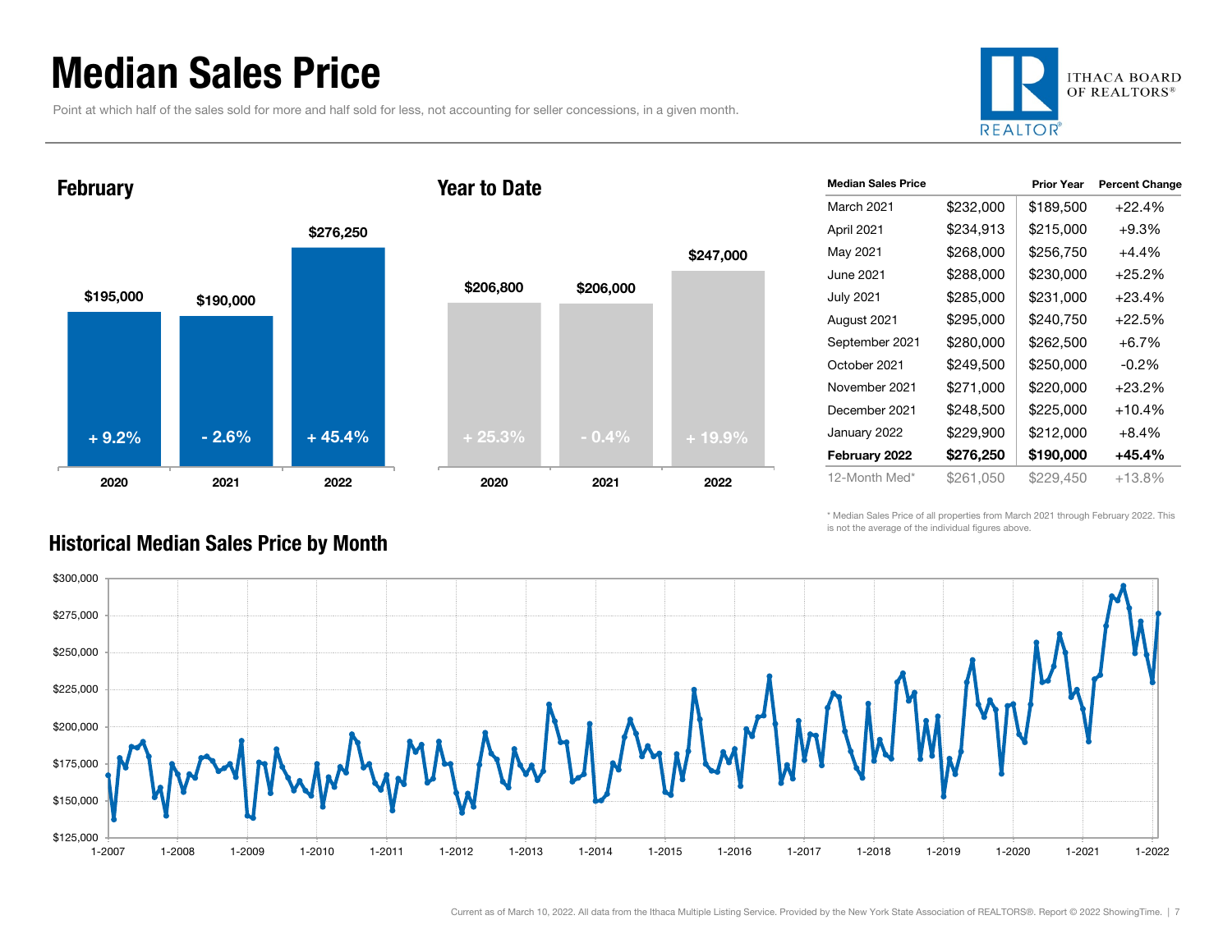# Median Sales Price

Point at which half of the sales sold for more and half sold for less, not accounting for seller concessions, in a given month.

ITHACA BOARD OF REALTORS®

## February

| Year | Median Sales Price | Change |
|---|---|---|
| 2020 | $195,000 | + 9.2% |
| 2021 | $190,000 | - 2.6% |
| 2022 | $276,250 | + 45.4% |

## Year to Date

| Year | Median Sales Price | Change |
|---|---|---|
| 2020 | $206,800 | + 25.3% |
| 2021 | $206,000 | - 0.4% |
| 2022 | $247,000 | + 19.9% |

| Median Sales Price | | Prior Year | Percent Change |
|---|---|---|---|
| March 2021 | $232,000 | $189,500 | +22.4% |
| April 2021 | $234,913 | $215,000 | +9.3% |
| May 2021 | $268,000 | $256,750 | +4.4% |
| June 2021 | $288,000 | $230,000 | +25.2% |
| July 2021 | $285,000 | $231,000 | +23.4% |
| August 2021 | $295,000 | $240,750 | +22.5% |
| September 2021 | $280,000 | $262,500 | +6.7% |
| October 2021 | $249,500 | $250,000 | -0.2% |
| November 2021 | $271,000 | $220,000 | +23.2% |
| December 2021 | $248,500 | $225,000 | +10.4% |
| January 2022 | $229,900 | $212,000 | +8.4% |
| **February 2022** | **$276,250** | **$190,000** | **+45.4%** |
| 12-Month Med* | $261,050 | $229,450 | +13.8% |

\* Median Sales Price of all properties from March 2021 through February 2022. This is not the average of the individual figures above.

## Historical Median Sales Price by Month

Current as of March 10, 2022. All data from the Ithaca Multiple Listing Service. Provided by the New York State Association of REALTORS®. Report © 2022 ShowingTime.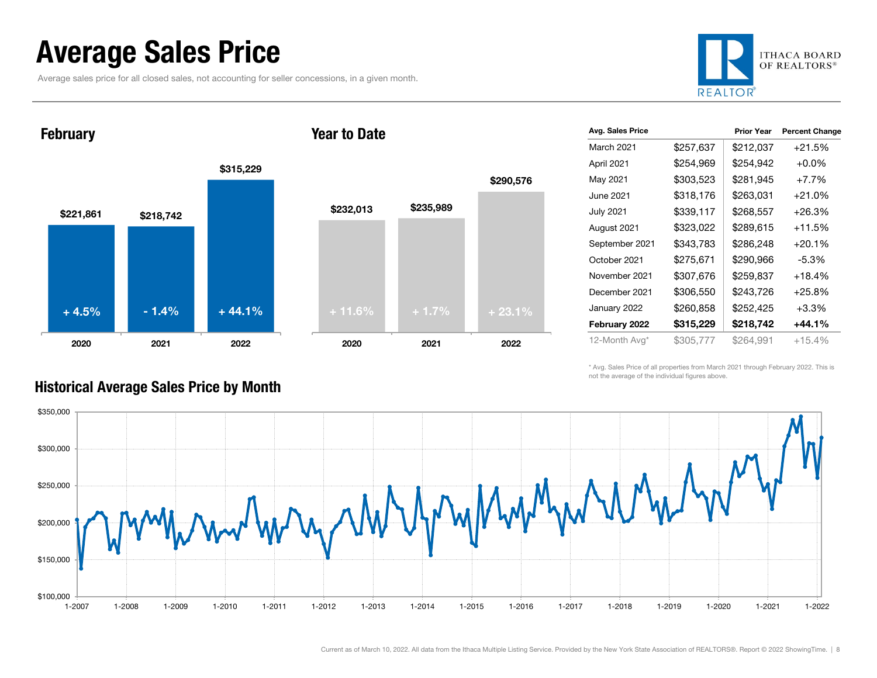# Average Sales Price

Average sales price for all closed sales, not accounting for seller concessions, in a given month.

ITHACA BOARD OF REALTORS®

REALTOR®

## February

| Year | Average Sales Price | Change |
|---|---|---|
| 2020 | $221,861 | + 4.5% |
| 2021 | $218,742 | - 1.4% |
| 2022 | $315,229 | + 44.1% |

## Year to Date

| Year | Average Sales Price | Change |
|---|---|---|
| 2020 | $232,013 | + 11.6% |
| 2021 | $235,989 | + 1.7% |
| 2022 | $290,576 | + 23.1% |

| Avg. Sales Price | | Prior Year | Percent Change |
|---|---|---|---|
| March 2021 | $257,637 | $212,037 | +21.5% |
| April 2021 | $254,969 | $254,942 | +0.0% |
| May 2021 | $303,523 | $281,945 | +7.7% |
| June 2021 | $318,176 | $263,031 | +21.0% |
| July 2021 | $339,117 | $268,557 | +26.3% |
| August 2021 | $323,022 | $289,615 | +11.5% |
| September 2021 | $343,783 | $286,248 | +20.1% |
| October 2021 | $275,671 | $290,966 | -5.3% |
| November 2021 | $307,676 | $259,837 | +18.4% |
| December 2021 | $306,550 | $243,726 | +25.8% |
| January 2022 | $260,858 | $252,425 | +3.3% |
| **February 2022** | **$315,229** | **$218,742** | **+44.1%** |
| 12-Month Avg* | $305,777 | $264,991 | +15.4% |

\* Avg. Sales Price of all properties from March 2021 through February 2022. This is not the average of the individual figures above.

## Historical Average Sales Price by Month

Current as of March 10, 2022. All data from the Ithaca Multiple Listing Service. Provided by the New York State Association of REALTORS®. Report © 2022 ShowingTime.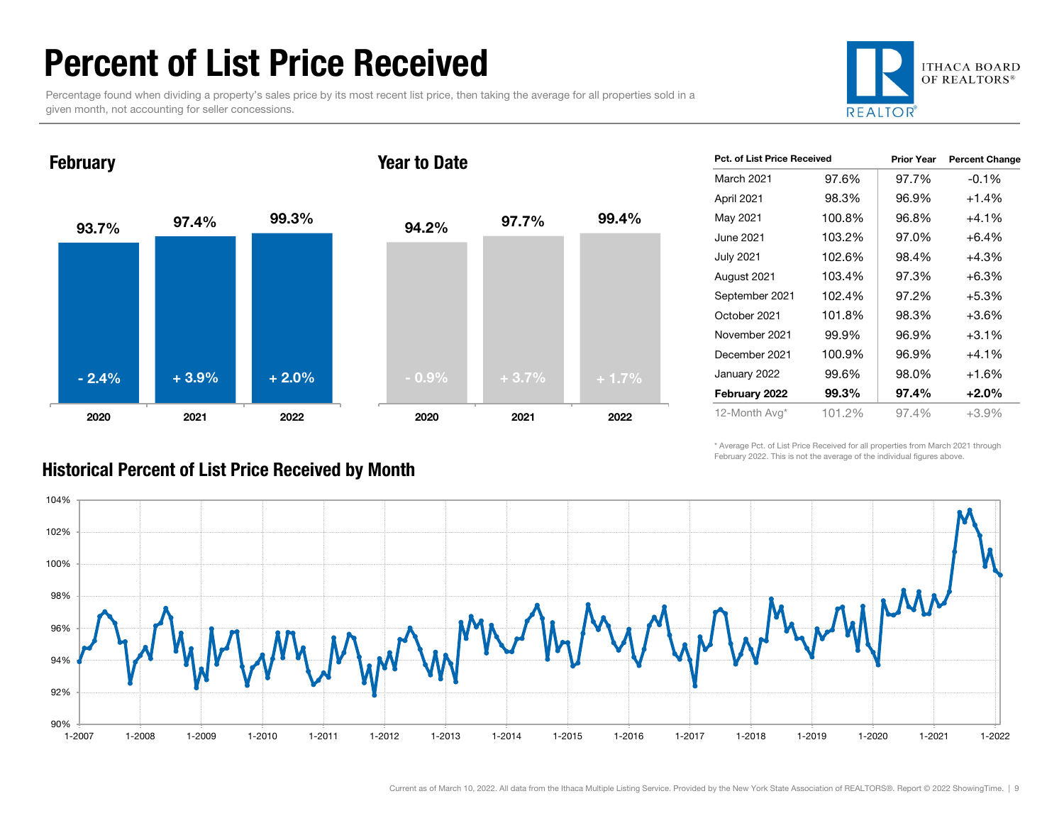# Percent of List Price Received

Percentage found when dividing a property's sales price by its most recent list price, then taking the average for all properties sold in a given month, not accounting for seller concessions.

ITHACA BOARD OF REALTORS®

### February

| Year | Pct. of List Price Received | Change |
|---|---|---|
| 2020 | 93.7% | - 2.4% |
| 2021 | 97.4% | + 3.9% |
| 2022 | 99.3% | + 2.0% |

### Year to Date

| Year | Pct. of List Price Received | Change |
|---|---|---|
| 2020 | 94.2% | - 0.9% |
| 2021 | 97.7% | + 3.7% |
| 2022 | 99.4% | + 1.7% |

| Pct. of List Price Received | | Prior Year | Percent Change |
|---|---|---|---|
| March 2021 | 97.6% | 97.7% | -0.1% |
| April 2021 | 98.3% | 96.9% | +1.4% |
| May 2021 | 100.8% | 96.8% | +4.1% |
| June 2021 | 103.2% | 97.0% | +6.4% |
| July 2021 | 102.6% | 98.4% | +4.3% |
| August 2021 | 103.4% | 97.3% | +6.3% |
| September 2021 | 102.4% | 97.2% | +5.3% |
| October 2021 | 101.8% | 98.3% | +3.6% |
| November 2021 | 99.9% | 96.9% | +3.1% |
| December 2021 | 100.9% | 96.9% | +4.1% |
| January 2022 | 99.6% | 98.0% | +1.6% |
| **February 2022** | **99.3%** | **97.4%** | **+2.0%** |
| 12-Month Avg* | 101.2% | 97.4% | +3.9% |

\* Average Pct. of List Price Received for all properties from March 2021 through February 2022. This is not the average of the individual figures above.

### Historical Percent of List Price Received by Month

Current as of March 10, 2022. All data from the Ithaca Multiple Listing Service. Provided by the New York State Association of REALTORS®. Report © 2022 ShowingTime.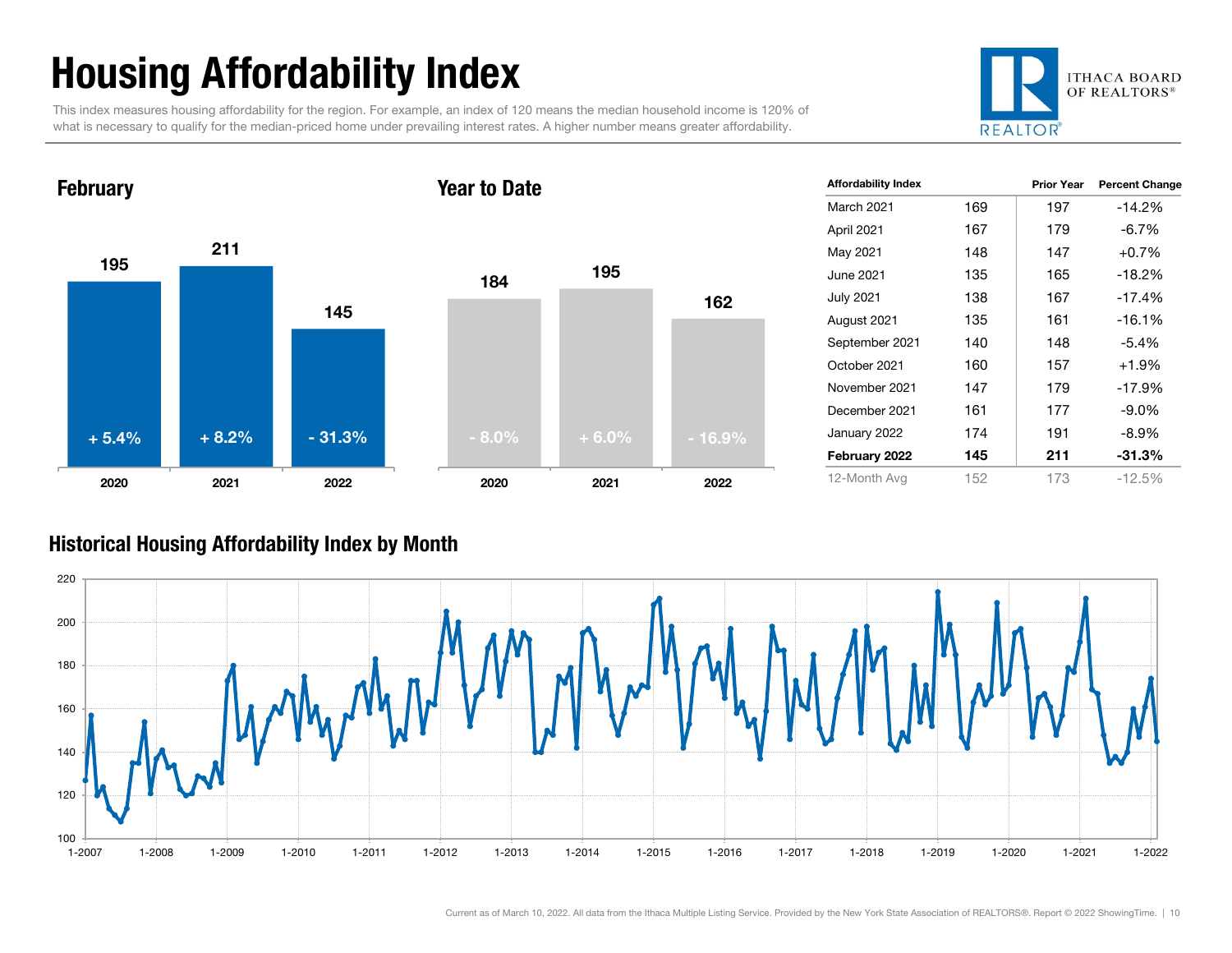# Housing Affordability Index

This index measures housing affordability for the region. For example, an index of 120 means the median household income is 120% of what is necessary to qualify for the median-priced home under prevailing interest rates. A higher number means greater affordability.

ITHACA BOARD OF REALTORS®

## February

| Year | Index | Change |
|---|---|---|
| 2020 | 195 | + 5.4% |
| 2021 | 211 | + 8.2% |
| 2022 | 145 | - 31.3% |

## Year to Date

| Year | Index | Change |
|---|---|---|
| 2020 | 184 | - 8.0% |
| 2021 | 195 | + 6.0% |
| 2022 | 162 | - 16.9% |

| Affordability Index | | Prior Year | Percent Change |
|---|---|---|---|
| March 2021 | 169 | 197 | -14.2% |
| April 2021 | 167 | 179 | -6.7% |
| May 2021 | 148 | 147 | +0.7% |
| June 2021 | 135 | 165 | -18.2% |
| July 2021 | 138 | 167 | -17.4% |
| August 2021 | 135 | 161 | -16.1% |
| September 2021 | 140 | 148 | -5.4% |
| October 2021 | 160 | 157 | +1.9% |
| November 2021 | 147 | 179 | -17.9% |
| December 2021 | 161 | 177 | -9.0% |
| January 2022 | 174 | 191 | -8.9% |
| **February 2022** | **145** | **211** | **-31.3%** |
| 12-Month Avg | 152 | 173 | -12.5% |

## Historical Housing Affordability Index by Month

Current as of March 10, 2022. All data from the Ithaca Multiple Listing Service. Provided by the New York State Association of REALTORS®. Report © 2022 ShowingTime.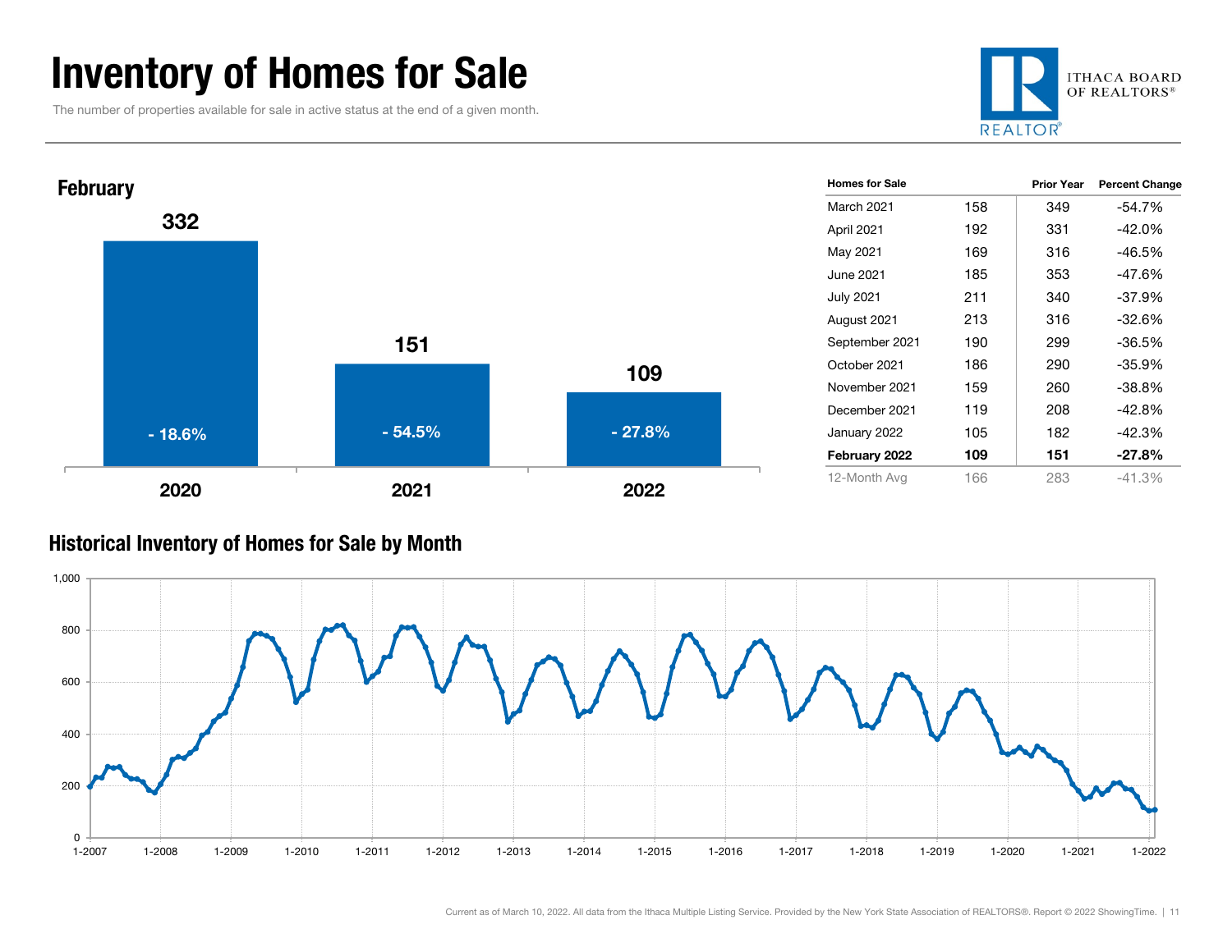# Inventory of Homes for Sale

The number of properties available for sale in active status at the end of a given month.

ITHACA BOARD OF REALTORS®

## February

| Year | Homes for Sale | Percent Change |
|---|---|---|
| 2020 | 332 | - 18.6% |
| 2021 | 151 | - 54.5% |
| 2022 | 109 | - 27.8% |

| Homes for Sale | | Prior Year | Percent Change |
|---|---|---|---|
| March 2021 | 158 | 349 | -54.7% |
| April 2021 | 192 | 331 | -42.0% |
| May 2021 | 169 | 316 | -46.5% |
| June 2021 | 185 | 353 | -47.6% |
| July 2021 | 211 | 340 | -37.9% |
| August 2021 | 213 | 316 | -32.6% |
| September 2021 | 190 | 299 | -36.5% |
| October 2021 | 186 | 290 | -35.9% |
| November 2021 | 159 | 260 | -38.8% |
| December 2021 | 119 | 208 | -42.8% |
| January 2022 | 105 | 182 | -42.3% |
| **February 2022** | **109** | **151** | **-27.8%** |
| 12-Month Avg | 166 | 283 | -41.3% |

## Historical Inventory of Homes for Sale by Month

Current as of March 10, 2022. All data from the Ithaca Multiple Listing Service. Provided by the New York State Association of REALTORS®. Report © 2022 ShowingTime.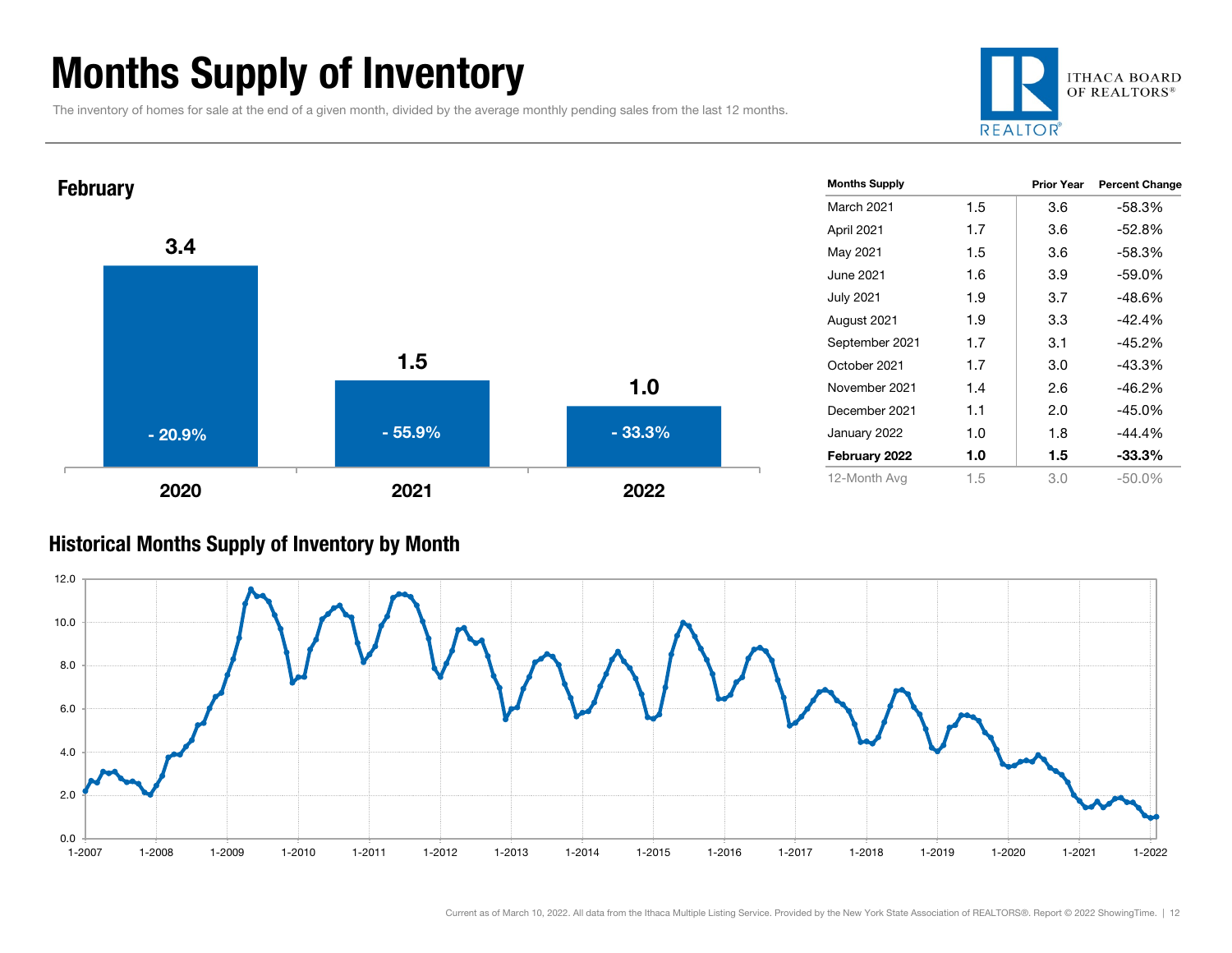# Months Supply of Inventory

The inventory of homes for sale at the end of a given month, divided by the average monthly pending sales from the last 12 months.

ITHACA BOARD OF REALTORS®

## February

| Year | Months Supply | Percent Change |
|---|---|---|
| 2020 | 3.4 | - 20.9% |
| 2021 | 1.5 | - 55.9% |
| 2022 | 1.0 | - 33.3% |

| Months Supply | | Prior Year | Percent Change |
|---|---|---|---|
| March 2021 | 1.5 | 3.6 | -58.3% |
| April 2021 | 1.7 | 3.6 | -52.8% |
| May 2021 | 1.5 | 3.6 | -58.3% |
| June 2021 | 1.6 | 3.9 | -59.0% |
| July 2021 | 1.9 | 3.7 | -48.6% |
| August 2021 | 1.9 | 3.3 | -42.4% |
| September 2021 | 1.7 | 3.1 | -45.2% |
| October 2021 | 1.7 | 3.0 | -43.3% |
| November 2021 | 1.4 | 2.6 | -46.2% |
| December 2021 | 1.1 | 2.0 | -45.0% |
| January 2022 | 1.0 | 1.8 | -44.4% |
| **February 2022** | **1.0** | **1.5** | **-33.3%** |
| 12-Month Avg | 1.5 | 3.0 | -50.0% |

## Historical Months Supply of Inventory by Month

Current as of March 10, 2022. All data from the Ithaca Multiple Listing Service. Provided by the New York State Association of REALTORS®. Report © 2022 ShowingTime.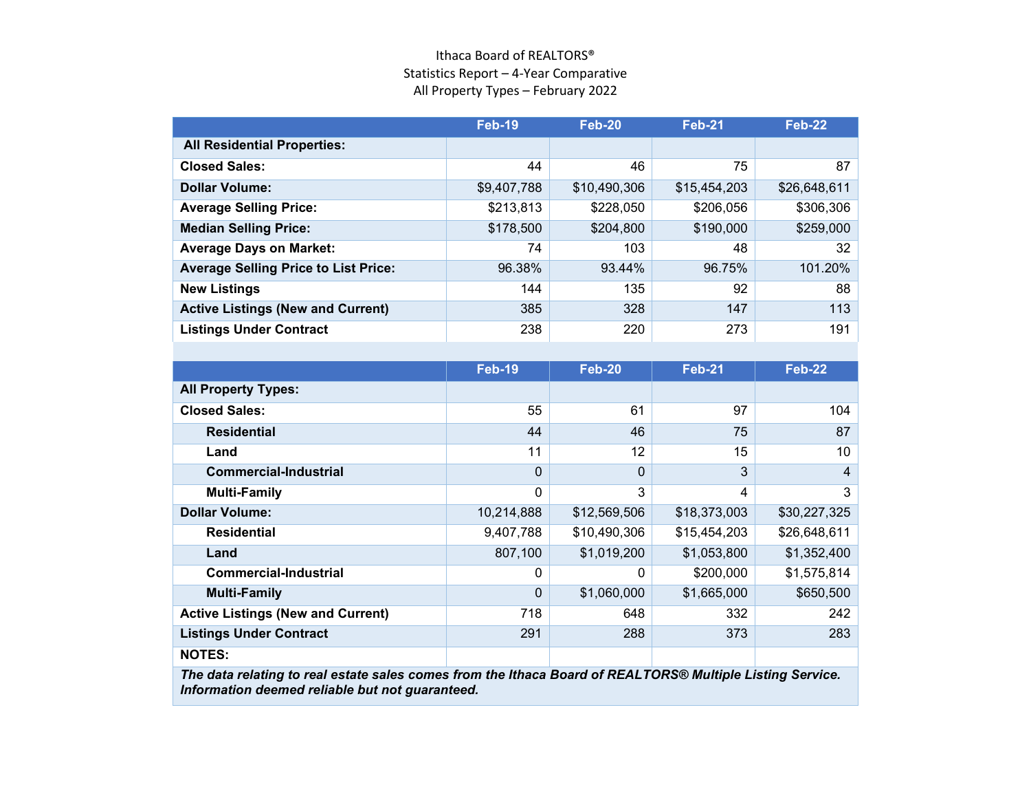Ithaca Board of REALTORS®
Statistics Report – 4-Year Comparative
All Property Types – February 2022

| | Feb-19 | Feb-20 | Feb-21 | Feb-22 |
|---|---|---|---|---|
| **All Residential Properties:** | | | | |
| **Closed Sales:** | 44 | 46 | 75 | 87 |
| **Dollar Volume:** | $9,407,788 | $10,490,306 | $15,454,203 | $26,648,611 |
| **Average Selling Price:** | $213,813 | $228,050 | $206,056 | $306,306 |
| **Median Selling Price:** | $178,500 | $204,800 | $190,000 | $259,000 |
| **Average Days on Market:** | 74 | 103 | 48 | 32 |
| **Average Selling Price to List Price:** | 96.38% | 93.44% | 96.75% | 101.20% |
| **New Listings** | 144 | 135 | 92 | 88 |
| **Active Listings (New and Current)** | 385 | 328 | 147 | 113 |
| **Listings Under Contract** | 238 | 220 | 273 | 191 |

| | Feb-19 | Feb-20 | Feb-21 | Feb-22 |
|---|---|---|---|---|
| **All Property Types:** | | | | |
| **Closed Sales:** | 55 | 61 | 97 | 104 |
| **Residential** | 44 | 46 | 75 | 87 |
| **Land** | 11 | 12 | 15 | 10 |
| **Commercial-Industrial** | 0 | 0 | 3 | 4 |
| **Multi-Family** | 0 | 3 | 4 | 3 |
| **Dollar Volume:** | 10,214,888 | $12,569,506 | $18,373,003 | $30,227,325 |
| **Residential** | 9,407,788 | $10,490,306 | $15,454,203 | $26,648,611 |
| **Land** | 807,100 | $1,019,200 | $1,053,800 | $1,352,400 |
| **Commercial-Industrial** | 0 | 0 | $200,000 | $1,575,814 |
| **Multi-Family** | 0 | $1,060,000 | $1,665,000 | $650,500 |
| **Active Listings (New and Current)** | 718 | 648 | 332 | 242 |
| **Listings Under Contract** | 291 | 288 | 373 | 283 |
| **NOTES:** | | | | |

***The data relating to real estate sales comes from the Ithaca Board of REALTORS® Multiple Listing Service. Information deemed reliable but not guaranteed.***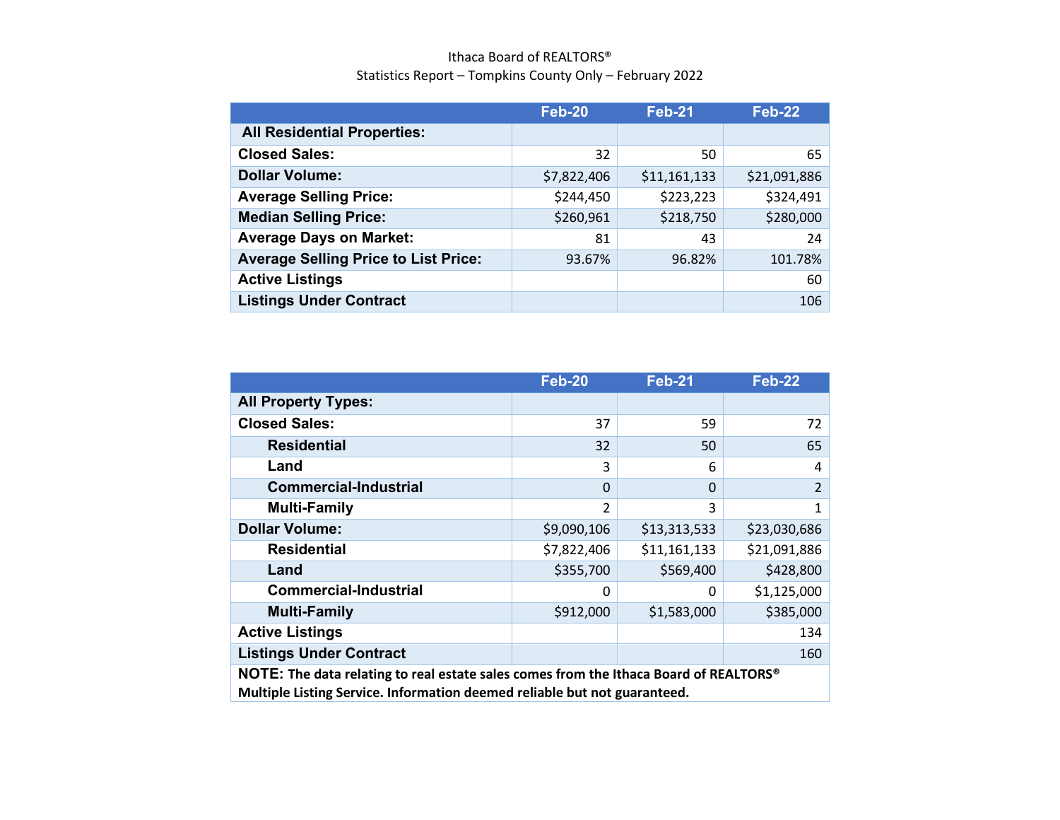Ithaca Board of REALTORS®
Statistics Report – Tomkins County Only – February 2022

| | Feb-20 | Feb-21 | Feb-22 |
|---|---|---|---|
| **All Residential Properties:** | | | |
| **Closed Sales:** | 32 | 50 | 65 |
| **Dollar Volume:** | $7,822,406 | $11,161,133 | $21,091,886 |
| **Average Selling Price:** | $244,450 | $223,223 | $324,491 |
| **Median Selling Price:** | $260,961 | $218,750 | $280,000 |
| **Average Days on Market:** | 81 | 43 | 24 |
| **Average Selling Price to List Price:** | 93.67% | 96.82% | 101.78% |
| **Active Listings** | | | 60 |
| **Listings Under Contract** | | | 106 |

| | Feb-20 | Feb-21 | Feb-22 |
|---|---|---|---|
| **All Property Types:** | | | |
| **Closed Sales:** | 37 | 59 | 72 |
| **Residential** | 32 | 50 | 65 |
| **Land** | 3 | 6 | 4 |
| **Commercial-Industrial** | 0 | 0 | 2 |
| **Multi-Family** | 2 | 3 | 1 |
| **Dollar Volume:** | $9,090,106 | $13,313,533 | $23,030,686 |
| **Residential** | $7,822,406 | $11,161,133 | $21,091,886 |
| **Land** | $355,700 | $569,400 | $428,800 |
| **Commercial-Industrial** | 0 | 0 | $1,125,000 |
| **Multi-Family** | $912,000 | $1,583,000 | $385,000 |
| **Active Listings** | | | 134 |
| **Listings Under Contract** | | | 160 |

**NOTE: The data relating to real estate sales comes from the Ithaca Board of REALTORS® Multiple Listing Service. Information deemed reliable but not guaranteed.**